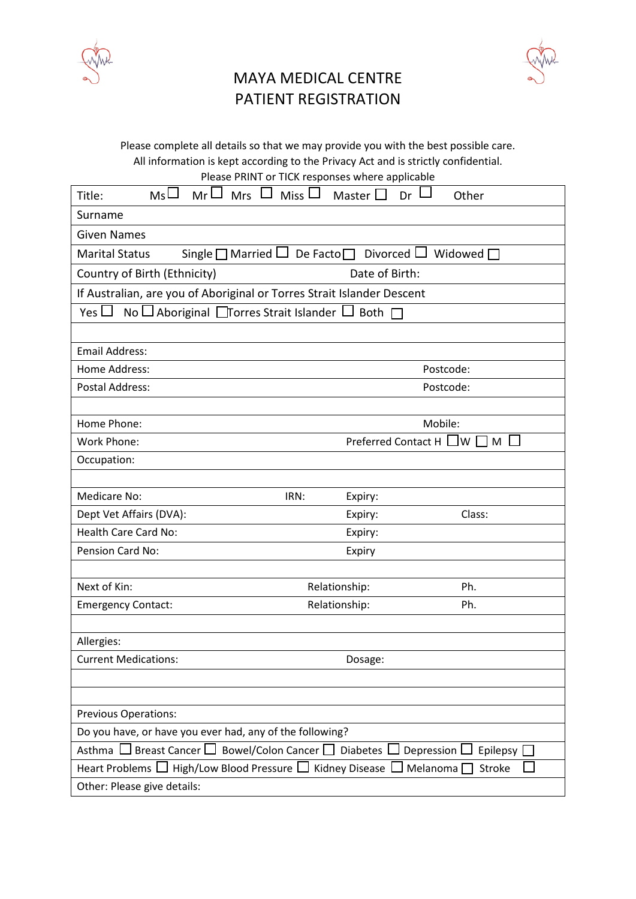# MAYA MEDICAL CENTRE
# PATIENT REGISTRATION

Please complete all details so that we may provide you with the best possible care.
All information is kept according to the Privacy Act and is strictly confidential.
Please PRINT or TICK responses where applicable

| | | | |
|---|---|---|---|
| Title: Ms ☐ Mr ☐ Mrs ☐ Miss ☐ Master ☐ Dr ☐ Other | | | |
| Surname | | | |
| Given Names | | | |
| Marital Status Single ☐ Married ☐ De Facto ☐ Divorced ☐ Widowed ☐ | | | |
| Country of Birth (Ethnicity) | | Date of Birth: | |
| If Australian, are you of Aboriginal or Torres Strait Islander Descent | | | |
| Yes ☐ No ☐ Aboriginal ☐ Torres Strait Islander ☐ Both ☐ | | | |
| | | | |
| Email Address: | | | |
| Home Address: | | Postcode: | |
| Postal Address: | | Postcode: | |
| | | | |
| Home Phone: | | Mobile: | |
| Work Phone: | | Preferred Contact H ☐ W ☐ M ☐ | |
| Occupation: | | | |
| | | | |
| Medicare No: | IRN: | Expiry: | |
| Dept Vet Affairs (DVA): | | Expiry: | Class: |
| Health Care Card No: | | Expiry: | |
| Pension Card No: | | Expiry | |
| | | | |
| Next of Kin: | Relationship: | | Ph. |
| Emergency Contact: | Relationship: | | Ph. |
| | | | |
| Allergies: | | | |
| Current Medications: | | Dosage: | |
| | | | |
| | | | |
| Previous Operations: | | | |
| Do you have, or have you ever had, any of the following? | | | |
| Asthma ☐ Breast Cancer ☐ Bowel/Colon Cancer ☐ Diabetes ☐ Depression ☐ Epilepsy ☐ | | | |
| Heart Problems ☐ High/Low Blood Pressure ☐ Kidney Disease ☐ Melanoma ☐ Stroke ☐ | | | |
| Other: Please give details: | | | |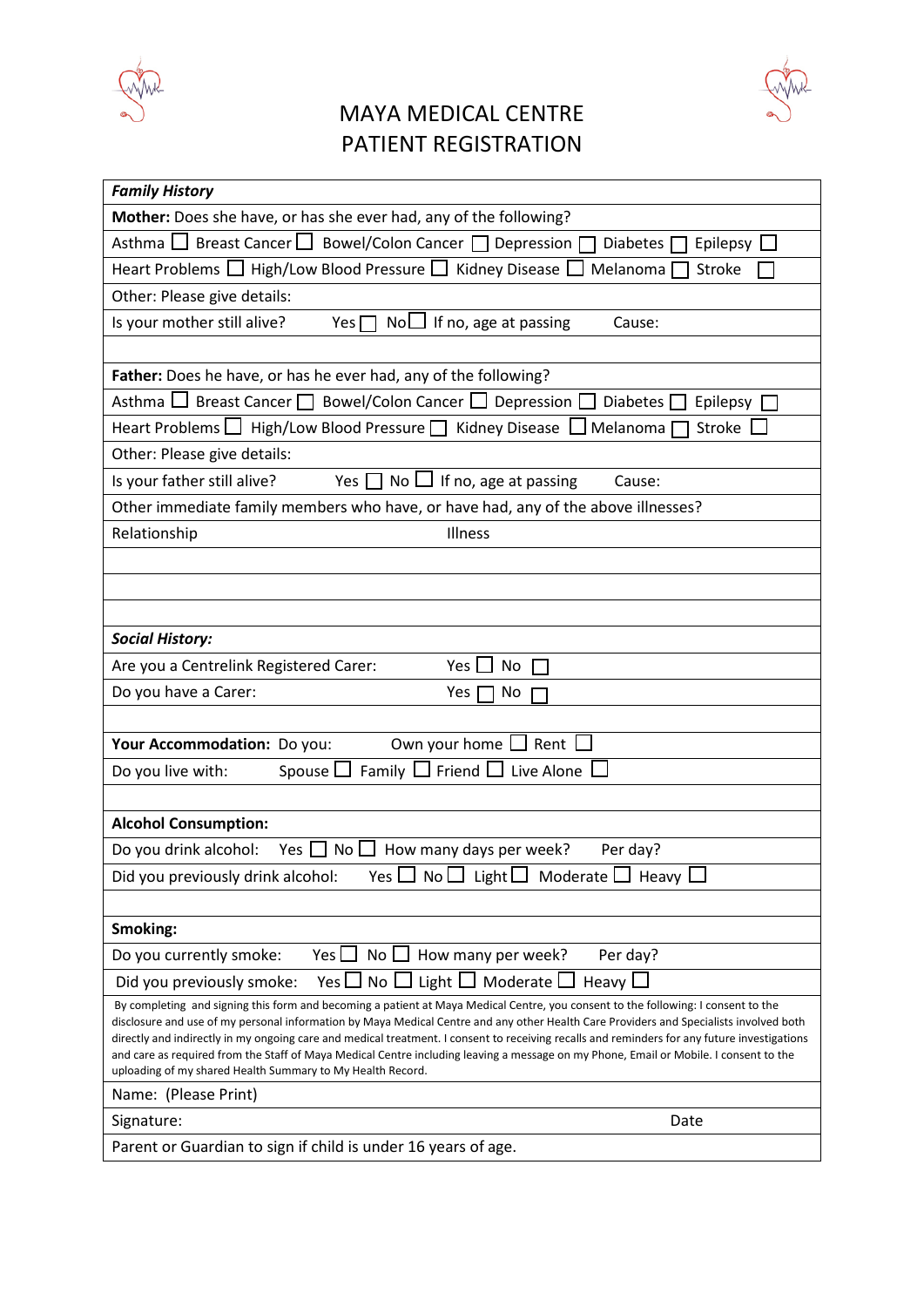# MAYA MEDICAL CENTRE
# PATIENT REGISTRATION

| |
|---|
| ***Family History*** |
| **Mother:** Does she have, or has she ever had, any of the following? |
| Asthma ☐ Breast Cancer ☐ Bowel/Colon Cancer ☐ Depression ☐ Diabetes ☐ Epilepsy ☐ |
| Heart Problems ☐ High/Low Blood Pressure ☐ Kidney Disease ☐ Melanoma ☐ Stroke ☐ |
| Other: Please give details: |
| Is your mother still alive? Yes ☐ No ☐ If no, age at passing Cause: |
| |
| **Father:** Does he have, or has he ever had, any of the following? |
| Asthma ☐ Breast Cancer ☐ Bowel/Colon Cancer ☐ Depression ☐ Diabetes ☐ Epilepsy ☐ |
| Heart Problems ☐ High/Low Blood Pressure ☐ Kidney Disease ☐ Melanoma ☐ Stroke ☐ |
| Other: Please give details: |
| Is your father still alive? Yes ☐ No ☐ If no, age at passing Cause: |
| Other immediate family members who have, or have had, any of the above illnesses? |
| Relationship Illness |
| |
| |
| |
| ***Social History:*** |
| Are you a Centrelink Registered Carer: Yes ☐ No ☐ |
| Do you have a Carer: Yes ☐ No ☐ |
| |
| **Your Accommodation:** Do you: Own your home ☐ Rent ☐ |
| Do you live with: Spouse ☐ Family ☐ Friend ☐ Live Alone ☐ |
| |
| **Alcohol Consumption:** |
| Do you drink alcohol: Yes ☐ No ☐ How many days per week? Per day? |
| Did you previously drink alcohol: Yes ☐ No ☐ Light ☐ Moderate ☐ Heavy ☐ |
| |
| **Smoking:** |
| Do you currently smoke: Yes ☐ No ☐ How many per week? Per day? |
| Did you previously smoke: Yes ☐ No ☐ Light ☐ Moderate ☐ Heavy ☐ |
| By completing and signing this form and becoming a patient at Maya Medical Centre, you consent to the following: I consent to the disclosure and use of my personal information by Maya Medical Centre and any other Health Care Providers and Specialists involved both directly and indirectly in my ongoing care and medical treatment. I consent to receiving recalls and reminders for any future investigations and care as required from the Staff of Maya Medical Centre including leaving a message on my Phone, Email or Mobile. I consent to the uploading of my shared Health Summary to My Health Record. |
| Name: (Please Print) |
| Signature: Date |
| Parent or Guardian to sign if child is under 16 years of age. |